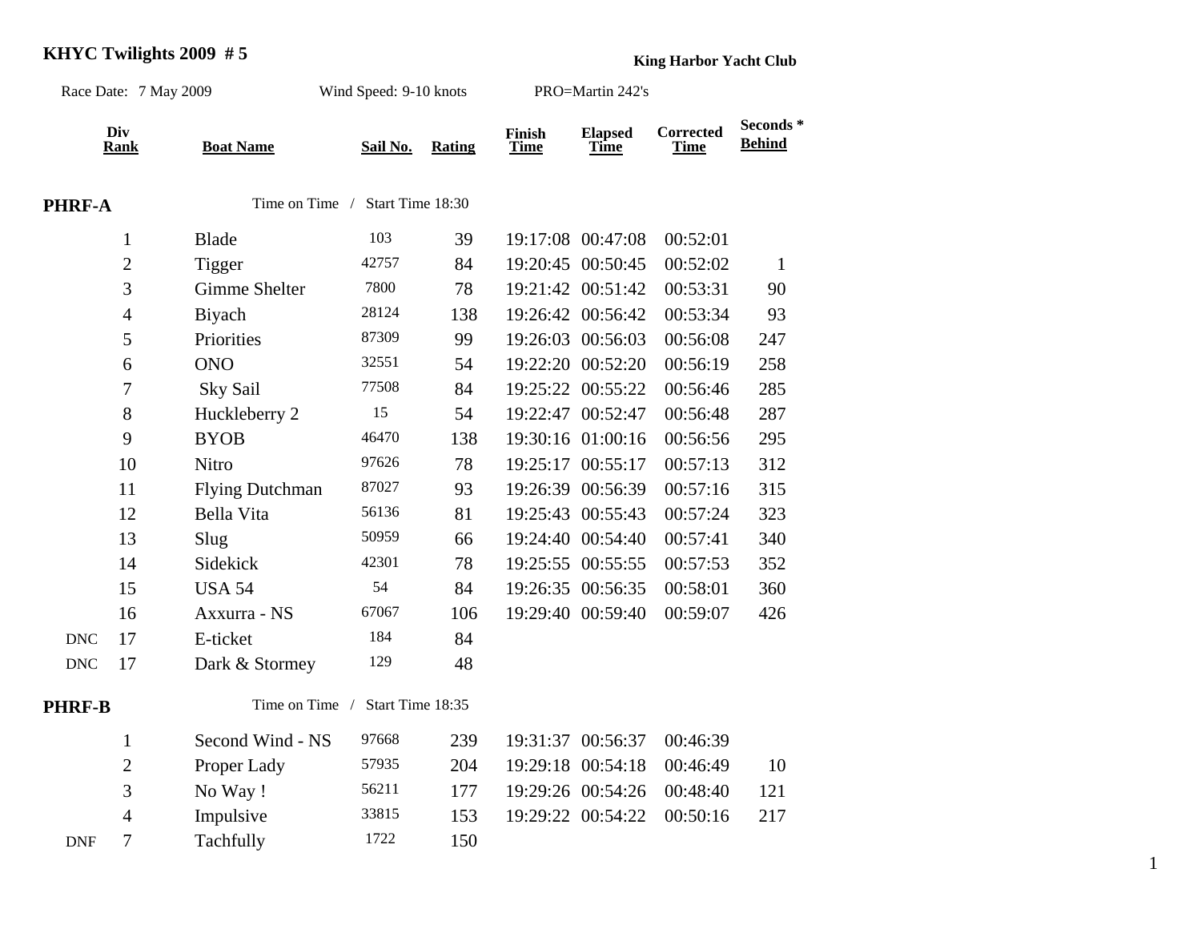# KHYC Twilights 2009 # 5

**King Harbor Yacht Club**

Race Date: 7 May 2009 | Wind Speed: 9-10 knots | PRO=Martin 242's

## PHRF-A

Time on Time / Start Time 18:30

| | Div Rank | Boat Name | Sail No. | Rating | Finish Time | Elapsed Time | Corrected Time | Seconds * Behind |
|---|---|---|---|---|---|---|---|---|
| | 1 | Blade | 103 | 39 | 19:17:08 | 00:47:08 | 00:52:01 | |
| | 2 | Tigger | 42757 | 84 | 19:20:45 | 00:50:45 | 00:52:02 | 1 |
| | 3 | Gimme Shelter | 7800 | 78 | 19:21:42 | 00:51:42 | 00:53:31 | 90 |
| | 4 | Biyach | 28124 | 138 | 19:26:42 | 00:56:42 | 00:53:34 | 93 |
| | 5 | Priorities | 87309 | 99 | 19:26:03 | 00:56:03 | 00:56:08 | 247 |
| | 6 | ONO | 32551 | 54 | 19:22:20 | 00:52:20 | 00:56:19 | 258 |
| | 7 | Sky Sail | 77508 | 84 | 19:25:22 | 00:55:22 | 00:56:46 | 285 |
| | 8 | Huckleberry 2 | 15 | 54 | 19:22:47 | 00:52:47 | 00:56:48 | 287 |
| | 9 | BYOB | 46470 | 138 | 19:30:16 | 01:00:16 | 00:56:56 | 295 |
| | 10 | Nitro | 97626 | 78 | 19:25:17 | 00:55:17 | 00:57:13 | 312 |
| | 11 | Flying Dutchman | 87027 | 93 | 19:26:39 | 00:56:39 | 00:57:16 | 315 |
| | 12 | Bella Vita | 56136 | 81 | 19:25:43 | 00:55:43 | 00:57:24 | 323 |
| | 13 | Slug | 50959 | 66 | 19:24:40 | 00:54:40 | 00:57:41 | 340 |
| | 14 | Sidekick | 42301 | 78 | 19:25:55 | 00:55:55 | 00:57:53 | 352 |
| | 15 | USA 54 | 54 | 84 | 19:26:35 | 00:56:35 | 00:58:01 | 360 |
| | 16 | Axxurra - NS | 67067 | 106 | 19:29:40 | 00:59:40 | 00:59:07 | 426 |
| DNC | 17 | E-ticket | 184 | 84 | | | | |
| DNC | 17 | Dark & Stormey | 129 | 48 | | | | |

## PHRF-B

Time on Time / Start Time 18:35

| | Div Rank | Boat Name | Sail No. | Rating | Finish Time | Elapsed Time | Corrected Time | Seconds * Behind |
|---|---|---|---|---|---|---|---|---|
| | 1 | Second Wind - NS | 97668 | 239 | 19:31:37 | 00:56:37 | 00:46:39 | |
| | 2 | Proper Lady | 57935 | 204 | 19:29:18 | 00:54:18 | 00:46:49 | 10 |
| | 3 | No Way ! | 56211 | 177 | 19:29:26 | 00:54:26 | 00:48:40 | 121 |
| | 4 | Impulsive | 33815 | 153 | 19:29:22 | 00:54:22 | 00:50:16 | 217 |
| DNF | 7 | Tachfully | 1722 | 150 | | | | |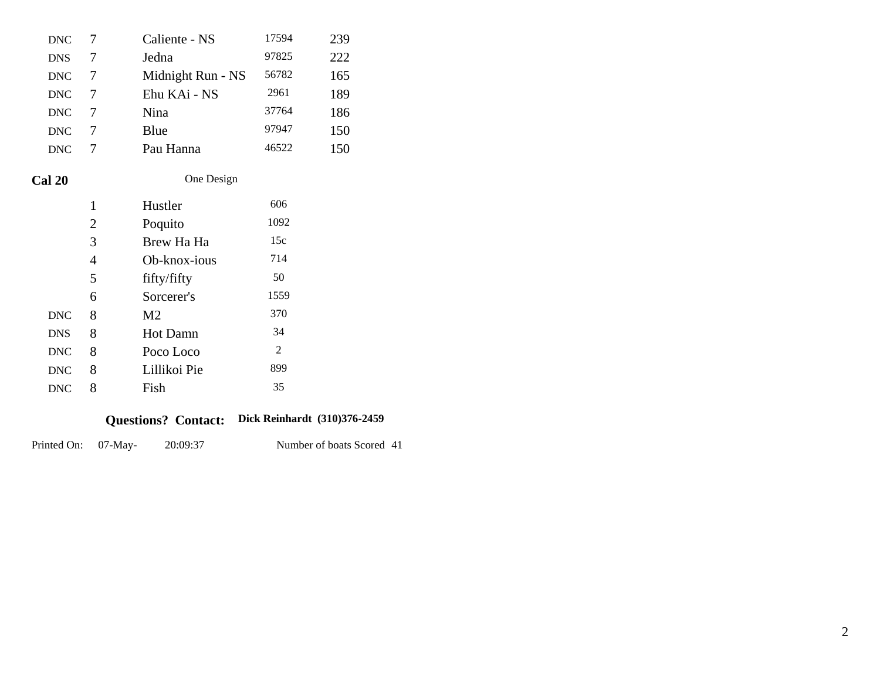| | | | | |
|---|---|---|---|---|
| DNC | 7 | Caliente - NS | 17594 | 239 |
| DNS | 7 | Jedna | 97825 | 222 |
| DNC | 7 | Midnight Run - NS | 56782 | 165 |
| DNC | 7 | Ehu KAi - NS | 2961 | 189 |
| DNC | 7 | Nina | 37764 | 186 |
| DNC | 7 | Blue | 97947 | 150 |
| DNC | 7 | Pau Hanna | 46522 | 150 |

**Cal 20** One Design

| | | | |
|---|---|---|---|
| | 1 | Hustler | 606 |
| | 2 | Poquito | 1092 |
| | 3 | Brew Ha Ha | 15c |
| | 4 | Ob-knox-ious | 714 |
| | 5 | fifty/fifty | 50 |
| | 6 | Sorcerer's | 1559 |
| DNC | 8 | M2 | 370 |
| DNS | 8 | Hot Damn | 34 |
| DNC | 8 | Poco Loco | 2 |
| DNC | 8 | Lillikoi Pie | 899 |
| DNC | 8 | Fish | 35 |

**Questions? Contact:** **Dick Reinhardt (310)376-2459**

Printed On: 07-May- 20:09:37 Number of boats Scored 41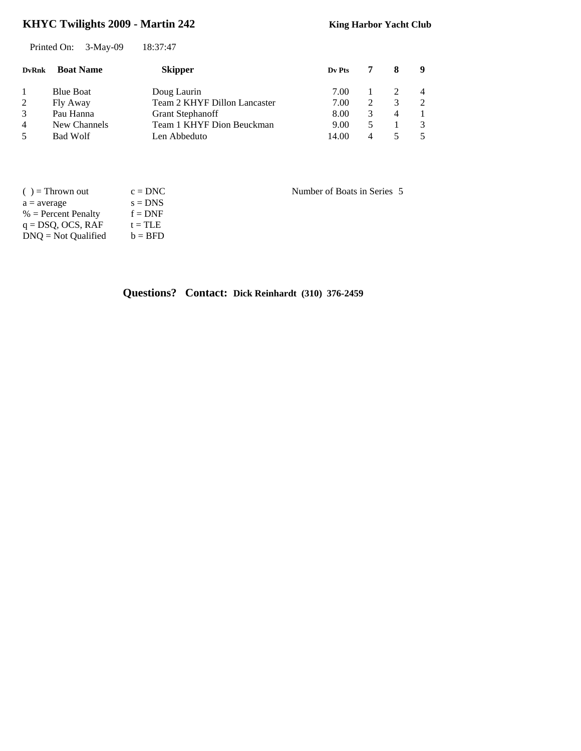# KHYC Twilights 2009 - Martin 242

**King Harbor Yacht Club**

Printed On: 3-May-09 18:37:47

| DvRnk | Boat Name | Skipper | Dv Pts | 7 | 8 | 9 |
|---|---|---|---|---|---|---|
| 1 | Blue Boat | Doug Laurin | 7.00 | 1 | 2 | 4 |
| 2 | Fly Away | Team 2 KHYF Dillon Lancaster | 7.00 | 2 | 3 | 2 |
| 3 | Pau Hanna | Grant Stephanoff | 8.00 | 3 | 4 | 1 |
| 4 | New Channels | Team 1 KHYF Dion Beuckman | 9.00 | 5 | 1 | 3 |
| 5 | Bad Wolf | Len Abbeduto | 14.00 | 4 | 5 | 5 |

( ) = Thrown out
a = average
% = Percent Penalty
q = DSQ, OCS, RAF
DNQ = Not Qualified

c = DNC
s = DNS
f = DNF
t = TLE
b = BFD

Number of Boats in Series 5

**Questions? Contact: Dick Reinhardt (310) 376-2459**